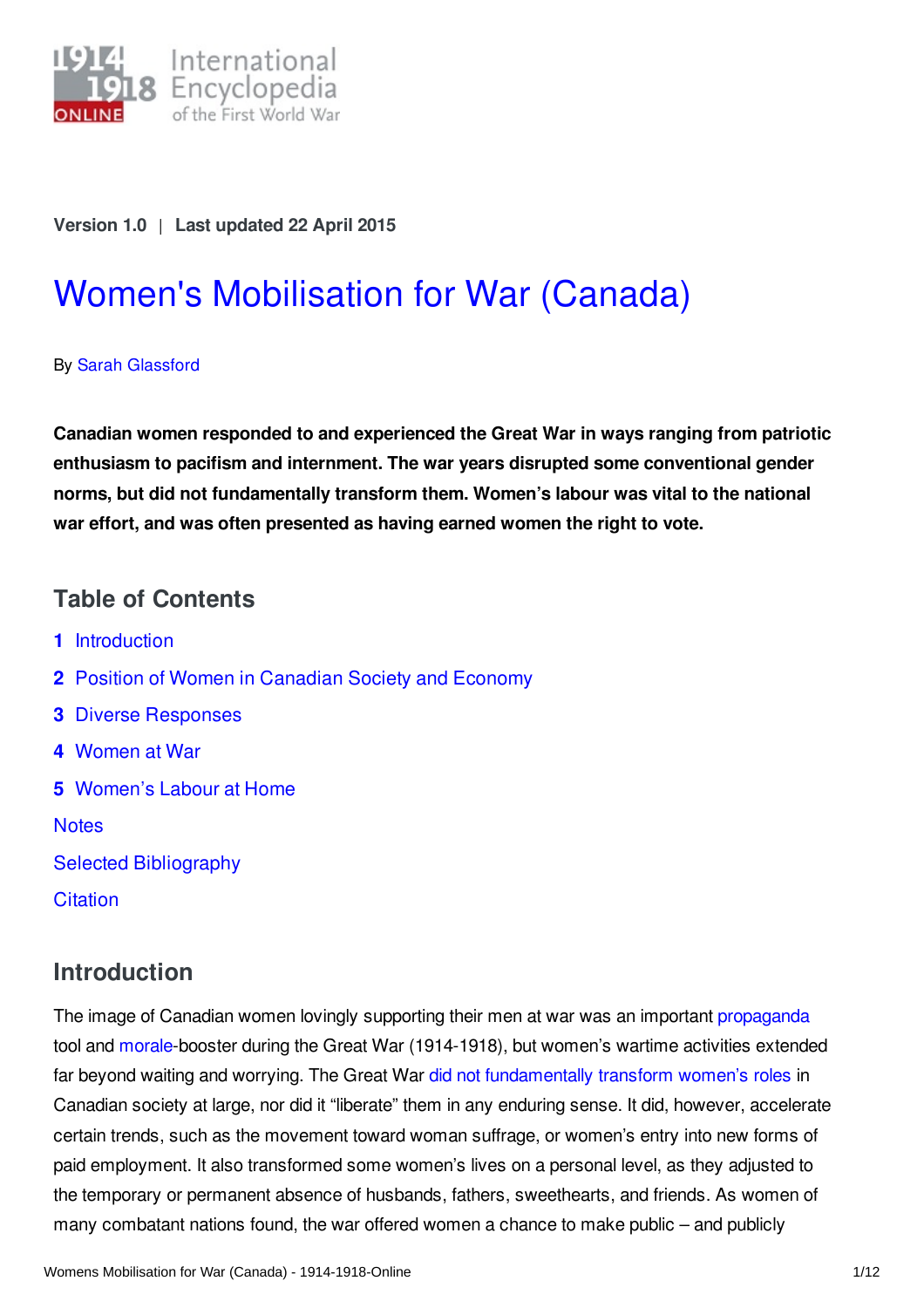Version 1.0 | Last updated 22 April 2015

# Women's Mobilisation for War (Canada)

By Sarah Glassford

**Canadian women responded to and experienced the Great War in ways ranging from patriotic enthusiasm to pacifism and internment. The war years disrupted some conventional gender norms, but did not fundamentally transform them. Women's labour was vital to the national war effort, and was often presented as having earned women the right to vote.**

## Table of Contents

1 Introduction

2 Position of Women in Canadian Society and Economy

3 Diverse Responses

4 Women at War

5 Women's Labour at Home

Notes

Selected Bibliography

Citation

## Introduction

The image of Canadian women lovingly supporting their men at war was an important propaganda tool and morale-booster during the Great War (1914-1918), but women's wartime activities extended far beyond waiting and worrying. The Great War did not fundamentally transform women's roles in Canadian society at large, nor did it "liberate" them in any enduring sense. It did, however, accelerate certain trends, such as the movement toward woman suffrage, or women's entry into new forms of paid employment. It also transformed some women's lives on a personal level, as they adjusted to the temporary or permanent absence of husbands, fathers, sweethearts, and friends. As women of many combatant nations found, the war offered women a chance to make public – and publicly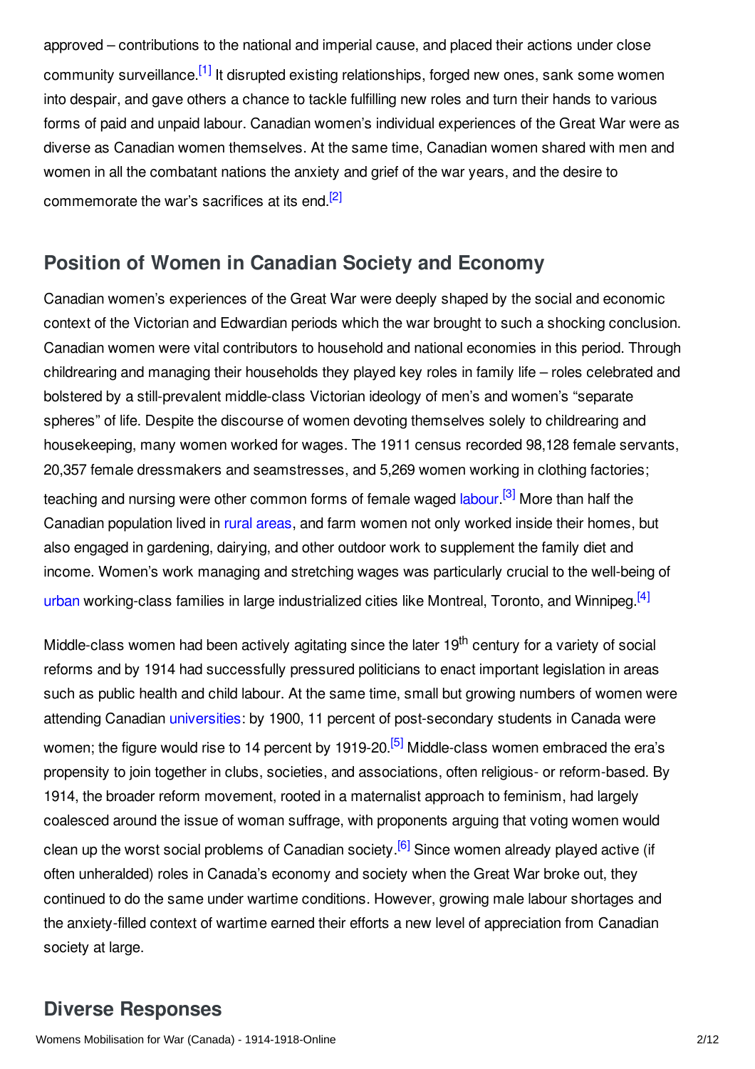approved – contributions to the national and imperial cause, and placed their actions under close community surveillance.[1] It disrupted existing relationships, forged new ones, sank some women into despair, and gave others a chance to tackle fulfilling new roles and turn their hands to various forms of paid and unpaid labour. Canadian women's individual experiences of the Great War were as diverse as Canadian women themselves. At the same time, Canadian women shared with men and women in all the combatant nations the anxiety and grief of the war years, and the desire to commemorate the war's sacrifices at its end.[2]

## Position of Women in Canadian Society and Economy

Canadian women's experiences of the Great War were deeply shaped by the social and economic context of the Victorian and Edwardian periods which the war brought to such a shocking conclusion. Canadian women were vital contributors to household and national economies in this period. Through childrearing and managing their households they played key roles in family life – roles celebrated and bolstered by a still-prevalent middle-class Victorian ideology of men's and women's "separate spheres" of life. Despite the discourse of women devoting themselves solely to childrearing and housekeeping, many women worked for wages. The 1911 census recorded 98,128 female servants, 20,357 female dressmakers and seamstresses, and 5,269 women working in clothing factories; teaching and nursing were other common forms of female waged labour.[3] More than half the Canadian population lived in rural areas, and farm women not only worked inside their homes, but also engaged in gardening, dairying, and other outdoor work to supplement the family diet and income. Women's work managing and stretching wages was particularly crucial to the well-being of urban working-class families in large industrialized cities like Montreal, Toronto, and Winnipeg.[4]

Middle-class women had been actively agitating since the later 19th century for a variety of social reforms and by 1914 had successfully pressured politicians to enact important legislation in areas such as public health and child labour. At the same time, small but growing numbers of women were attending Canadian universities: by 1900, 11 percent of post-secondary students in Canada were women; the figure would rise to 14 percent by 1919-20.[5] Middle-class women embraced the era's propensity to join together in clubs, societies, and associations, often religious- or reform-based. By 1914, the broader reform movement, rooted in a maternalist approach to feminism, had largely coalesced around the issue of woman suffrage, with proponents arguing that voting women would clean up the worst social problems of Canadian society.[6] Since women already played active (if often unheralded) roles in Canada's economy and society when the Great War broke out, they continued to do the same under wartime conditions. However, growing male labour shortages and the anxiety-filled context of wartime earned their efforts a new level of appreciation from Canadian society at large.

## Diverse Responses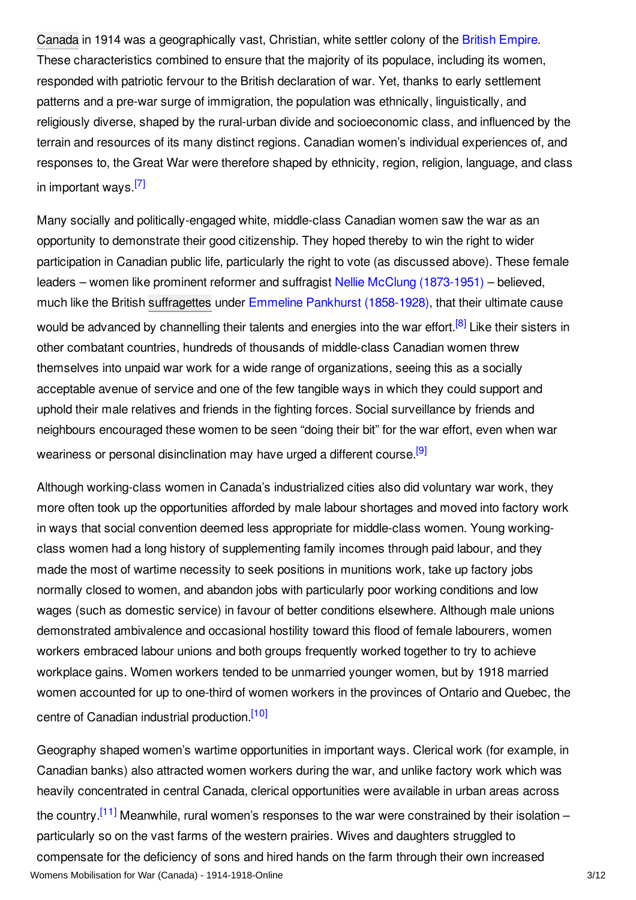Canada in 1914 was a geographically vast, Christian, white settler colony of the British Empire. These characteristics combined to ensure that the majority of its populace, including its women, responded with patriotic fervour to the British declaration of war. Yet, thanks to early settlement patterns and a pre-war surge of immigration, the population was ethnically, linguistically, and religiously diverse, shaped by the rural-urban divide and socioeconomic class, and influenced by the terrain and resources of its many distinct regions. Canadian women's individual experiences of, and responses to, the Great War were therefore shaped by ethnicity, region, religion, language, and class in important ways.[7]

Many socially and politically-engaged white, middle-class Canadian women saw the war as an opportunity to demonstrate their good citizenship. They hoped thereby to win the right to wider participation in Canadian public life, particularly the right to vote (as discussed above). These female leaders – women like prominent reformer and suffragist Nellie McClung (1873-1951) – believed, much like the British suffragettes under Emmeline Pankhurst (1858-1928), that their ultimate cause would be advanced by channelling their talents and energies into the war effort.[8] Like their sisters in other combatant countries, hundreds of thousands of middle-class Canadian women threw themselves into unpaid war work for a wide range of organizations, seeing this as a socially acceptable avenue of service and one of the few tangible ways in which they could support and uphold their male relatives and friends in the fighting forces. Social surveillance by friends and neighbours encouraged these women to be seen "doing their bit" for the war effort, even when war weariness or personal disinclination may have urged a different course.[9]

Although working-class women in Canada's industrialized cities also did voluntary war work, they more often took up the opportunities afforded by male labour shortages and moved into factory work in ways that social convention deemed less appropriate for middle-class women. Young working-class women had a long history of supplementing family incomes through paid labour, and they made the most of wartime necessity to seek positions in munitions work, take up factory jobs normally closed to women, and abandon jobs with particularly poor working conditions and low wages (such as domestic service) in favour of better conditions elsewhere. Although male unions demonstrated ambivalence and occasional hostility toward this flood of female labourers, women workers embraced labour unions and both groups frequently worked together to try to achieve workplace gains. Women workers tended to be unmarried younger women, but by 1918 married women accounted for up to one-third of women workers in the provinces of Ontario and Quebec, the centre of Canadian industrial production.[10]

Geography shaped women's wartime opportunities in important ways. Clerical work (for example, in Canadian banks) also attracted women workers during the war, and unlike factory work which was heavily concentrated in central Canada, clerical opportunities were available in urban areas across the country.[11] Meanwhile, rural women's responses to the war were constrained by their isolation – particularly so on the vast farms of the western prairies. Wives and daughters struggled to compensate for the deficiency of sons and hired hands on the farm through their own increased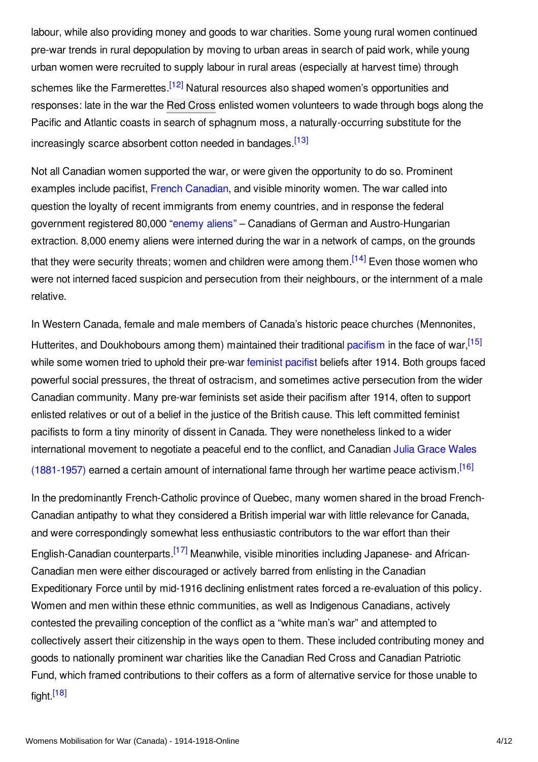labour, while also providing money and goods to war charities. Some young rural women continued pre-war trends in rural depopulation by moving to urban areas in search of paid work, while young urban women were recruited to supply labour in rural areas (especially at harvest time) through schemes like the Farmerettes.[12] Natural resources also shaped women's opportunities and responses: late in the war the Red Cross enlisted women volunteers to wade through bogs along the Pacific and Atlantic coasts in search of sphagnum moss, a naturally-occurring substitute for the increasingly scarce absorbent cotton needed in bandages.[13]

Not all Canadian women supported the war, or were given the opportunity to do so. Prominent examples include pacifist, French Canadian, and visible minority women. The war called into question the loyalty of recent immigrants from enemy countries, and in response the federal government registered 80,000 "enemy aliens" – Canadians of German and Austro-Hungarian extraction. 8,000 enemy aliens were interned during the war in a network of camps, on the grounds that they were security threats; women and children were among them.[14] Even those women who were not interned faced suspicion and persecution from their neighbours, or the internment of a male relative.

In Western Canada, female and male members of Canada's historic peace churches (Mennonites, Hutterites, and Doukhobours among them) maintained their traditional pacifism in the face of war,[15] while some women tried to uphold their pre-war feminist pacifist beliefs after 1914. Both groups faced powerful social pressures, the threat of ostracism, and sometimes active persecution from the wider Canadian community. Many pre-war feminists set aside their pacifism after 1914, often to support enlisted relatives or out of a belief in the justice of the British cause. This left committed feminist pacifists to form a tiny minority of dissent in Canada. They were nonetheless linked to a wider international movement to negotiate a peaceful end to the conflict, and Canadian Julia Grace Wales (1881-1957) earned a certain amount of international fame through her wartime peace activism.[16]

In the predominantly French-Catholic province of Quebec, many women shared in the broad French-Canadian antipathy to what they considered a British imperial war with little relevance for Canada, and were correspondingly somewhat less enthusiastic contributors to the war effort than their English-Canadian counterparts.[17] Meanwhile, visible minorities including Japanese- and African-Canadian men were either discouraged or actively barred from enlisting in the Canadian Expeditionary Force until by mid-1916 declining enlistment rates forced a re-evaluation of this policy. Women and men within these ethnic communities, as well as Indigenous Canadians, actively contested the prevailing conception of the conflict as a "white man's war" and attempted to collectively assert their citizenship in the ways open to them. These included contributing money and goods to nationally prominent war charities like the Canadian Red Cross and Canadian Patriotic Fund, which framed contributions to their coffers as a form of alternative service for those unable to fight.[18]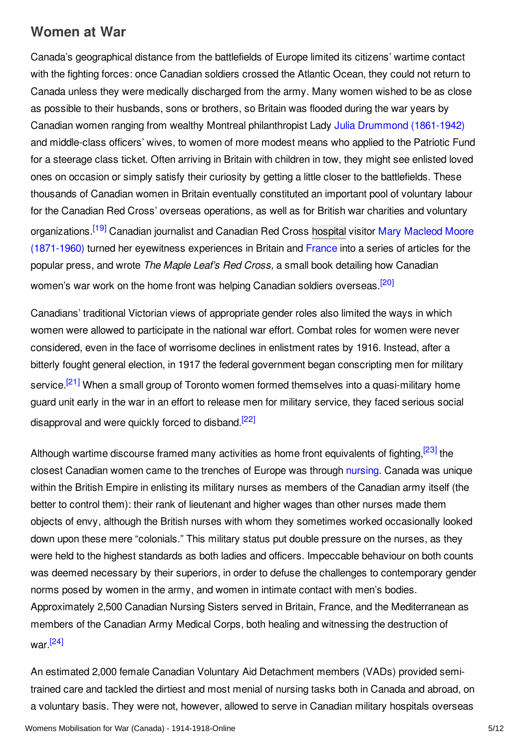## Women at War

Canada's geographical distance from the battlefields of Europe limited its citizens' wartime contact with the fighting forces: once Canadian soldiers crossed the Atlantic Ocean, they could not return to Canada unless they were medically discharged from the army. Many women wished to be as close as possible to their husbands, sons or brothers, so Britain was flooded during the war years by Canadian women ranging from wealthy Montreal philanthropist Lady Julia Drummond (1861-1942) and middle-class officers' wives, to women of more modest means who applied to the Patriotic Fund for a steerage class ticket. Often arriving in Britain with children in tow, they might see enlisted loved ones on occasion or simply satisfy their curiosity by getting a little closer to the battlefields. These thousands of Canadian women in Britain eventually constituted an important pool of voluntary labour for the Canadian Red Cross' overseas operations, as well as for British war charities and voluntary organizations.[19] Canadian journalist and Canadian Red Cross hospital visitor Mary Macleod Moore (1871-1960) turned her eyewitness experiences in Britain and France into a series of articles for the popular press, and wrote *The Maple Leaf's Red Cross,* a small book detailing how Canadian women's war work on the home front was helping Canadian soldiers overseas.[20]

Canadians' traditional Victorian views of appropriate gender roles also limited the ways in which women were allowed to participate in the national war effort. Combat roles for women were never considered, even in the face of worrisome declines in enlistment rates by 1916. Instead, after a bitterly fought general election, in 1917 the federal government began conscripting men for military service.[21] When a small group of Toronto women formed themselves into a quasi-military home guard unit early in the war in an effort to release men for military service, they faced serious social disapproval and were quickly forced to disband.[22]

Although wartime discourse framed many activities as home front equivalents of fighting,[23] the closest Canadian women came to the trenches of Europe was through nursing. Canada was unique within the British Empire in enlisting its military nurses as members of the Canadian army itself (the better to control them): their rank of lieutenant and higher wages than other nurses made them objects of envy, although the British nurses with whom they sometimes worked occasionally looked down upon these mere "colonials." This military status put double pressure on the nurses, as they were held to the highest standards as both ladies and officers. Impeccable behaviour on both counts was deemed necessary by their superiors, in order to defuse the challenges to contemporary gender norms posed by women in the army, and women in intimate contact with men's bodies. Approximately 2,500 Canadian Nursing Sisters served in Britain, France, and the Mediterranean as members of the Canadian Army Medical Corps, both healing and witnessing the destruction of war.[24]

An estimated 2,000 female Canadian Voluntary Aid Detachment members (VADs) provided semi-trained care and tackled the dirtiest and most menial of nursing tasks both in Canada and abroad, on a voluntary basis. They were not, however, allowed to serve in Canadian military hospitals overseas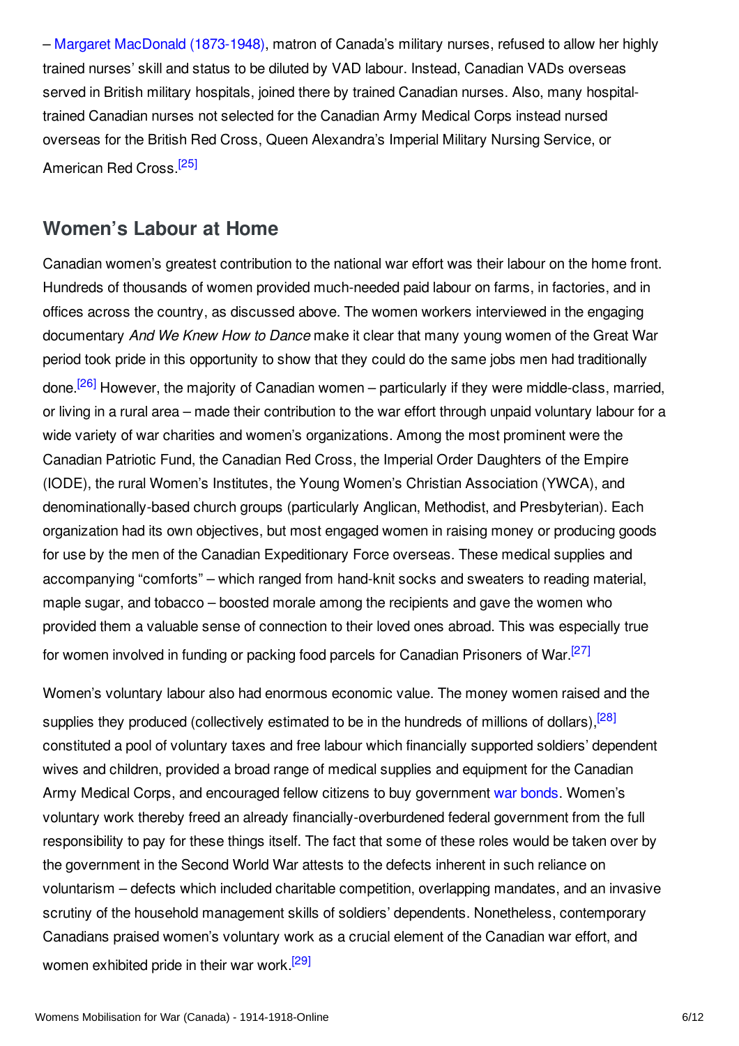– Margaret MacDonald (1873-1948), matron of Canada's military nurses, refused to allow her highly trained nurses' skill and status to be diluted by VAD labour. Instead, Canadian VADs overseas served in British military hospitals, joined there by trained Canadian nurses. Also, many hospital-trained Canadian nurses not selected for the Canadian Army Medical Corps instead nursed overseas for the British Red Cross, Queen Alexandra's Imperial Military Nursing Service, or American Red Cross.[25]

## Women's Labour at Home

Canadian women's greatest contribution to the national war effort was their labour on the home front. Hundreds of thousands of women provided much-needed paid labour on farms, in factories, and in offices across the country, as discussed above. The women workers interviewed in the engaging documentary *And We Knew How to Dance* make it clear that many young women of the Great War period took pride in this opportunity to show that they could do the same jobs men had traditionally done.[26] However, the majority of Canadian women – particularly if they were middle-class, married, or living in a rural area – made their contribution to the war effort through unpaid voluntary labour for a wide variety of war charities and women's organizations. Among the most prominent were the Canadian Patriotic Fund, the Canadian Red Cross, the Imperial Order Daughters of the Empire (IODE), the rural Women's Institutes, the Young Women's Christian Association (YWCA), and denominationally-based church groups (particularly Anglican, Methodist, and Presbyterian). Each organization had its own objectives, but most engaged women in raising money or producing goods for use by the men of the Canadian Expeditionary Force overseas. These medical supplies and accompanying "comforts" – which ranged from hand-knit socks and sweaters to reading material, maple sugar, and tobacco – boosted morale among the recipients and gave the women who provided them a valuable sense of connection to their loved ones abroad. This was especially true for women involved in funding or packing food parcels for Canadian Prisoners of War.[27]

Women's voluntary labour also had enormous economic value. The money women raised and the supplies they produced (collectively estimated to be in the hundreds of millions of dollars),[28] constituted a pool of voluntary taxes and free labour which financially supported soldiers' dependent wives and children, provided a broad range of medical supplies and equipment for the Canadian Army Medical Corps, and encouraged fellow citizens to buy government war bonds. Women's voluntary work thereby freed an already financially-overburdened federal government from the full responsibility to pay for these things itself. The fact that some of these roles would be taken over by the government in the Second World War attests to the defects inherent in such reliance on voluntarism – defects which included charitable competition, overlapping mandates, and an invasive scrutiny of the household management skills of soldiers' dependents. Nonetheless, contemporary Canadians praised women's voluntary work as a crucial element of the Canadian war effort, and women exhibited pride in their war work.[29]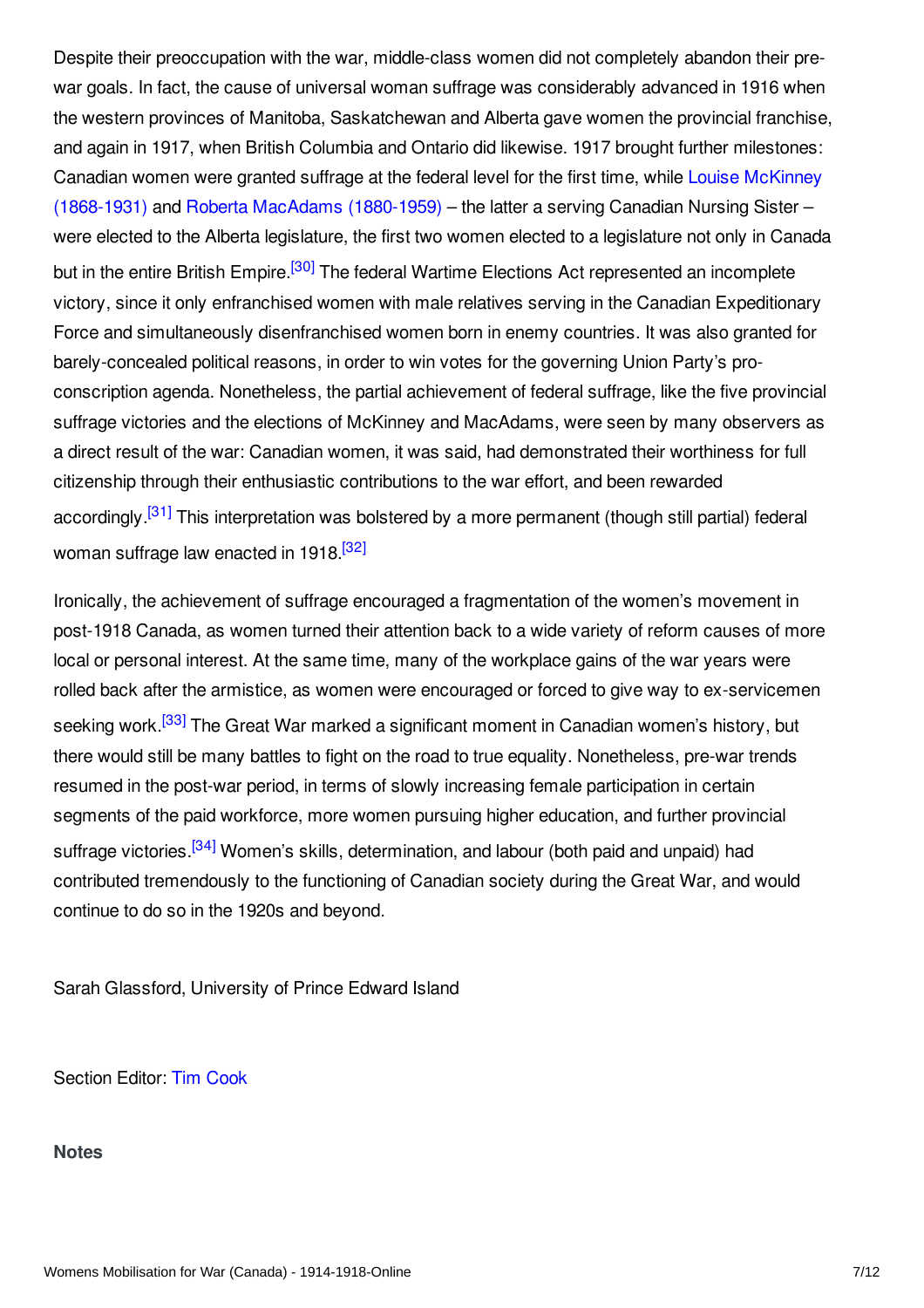Despite their preoccupation with the war, middle-class women did not completely abandon their pre-war goals. In fact, the cause of universal woman suffrage was considerably advanced in 1916 when the western provinces of Manitoba, Saskatchewan and Alberta gave women the provincial franchise, and again in 1917, when British Columbia and Ontario did likewise. 1917 brought further milestones: Canadian women were granted suffrage at the federal level for the first time, while Louise McKinney (1868-1931) and Roberta MacAdams (1880-1959) – the latter a serving Canadian Nursing Sister – were elected to the Alberta legislature, the first two women elected to a legislature not only in Canada but in the entire British Empire.[30] The federal Wartime Elections Act represented an incomplete victory, since it only enfranchised women with male relatives serving in the Canadian Expeditionary Force and simultaneously disenfranchised women born in enemy countries. It was also granted for barely-concealed political reasons, in order to win votes for the governing Union Party's pro-conscription agenda. Nonetheless, the partial achievement of federal suffrage, like the five provincial suffrage victories and the elections of McKinney and MacAdams, were seen by many observers as a direct result of the war: Canadian women, it was said, had demonstrated their worthiness for full citizenship through their enthusiastic contributions to the war effort, and been rewarded accordingly.[31] This interpretation was bolstered by a more permanent (though still partial) federal woman suffrage law enacted in 1918.[32]

Ironically, the achievement of suffrage encouraged a fragmentation of the women's movement in post-1918 Canada, as women turned their attention back to a wide variety of reform causes of more local or personal interest. At the same time, many of the workplace gains of the war years were rolled back after the armistice, as women were encouraged or forced to give way to ex-servicemen seeking work.[33] The Great War marked a significant moment in Canadian women's history, but there would still be many battles to fight on the road to true equality. Nonetheless, pre-war trends resumed in the post-war period, in terms of slowly increasing female participation in certain segments of the paid workforce, more women pursuing higher education, and further provincial suffrage victories.[34] Women's skills, determination, and labour (both paid and unpaid) had contributed tremendously to the functioning of Canadian society during the Great War, and would continue to do so in the 1920s and beyond.

Sarah Glassford, University of Prince Edward Island

Section Editor: Tim Cook

**Notes**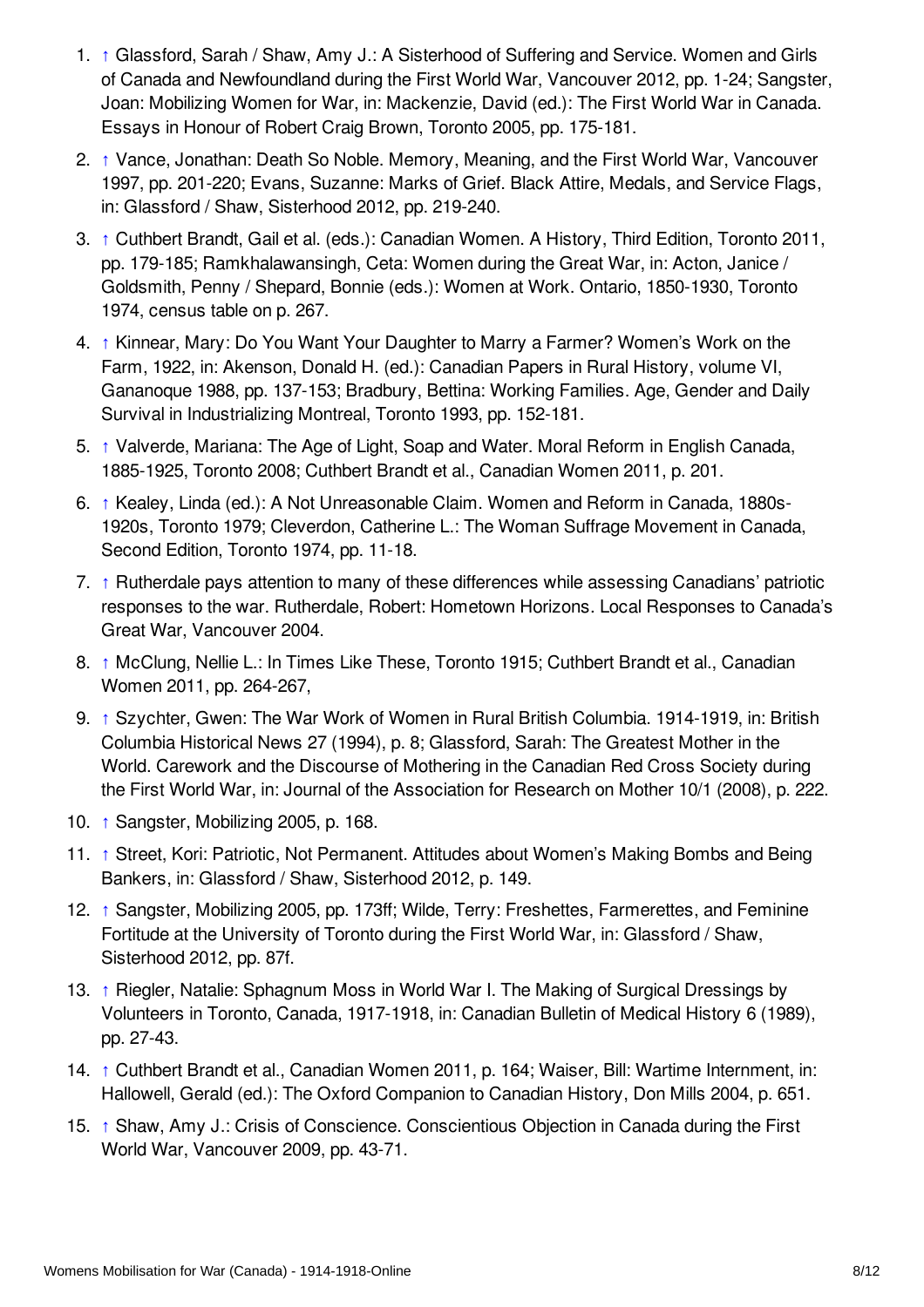1. ↑ Glassford, Sarah / Shaw, Amy J.: A Sisterhood of Suffering and Service. Women and Girls of Canada and Newfoundland during the First World War, Vancouver 2012, pp. 1-24; Sangster, Joan: Mobilizing Women for War, in: Mackenzie, David (ed.): The First World War in Canada. Essays in Honour of Robert Craig Brown, Toronto 2005, pp. 175-181.
2. ↑ Vance, Jonathan: Death So Noble. Memory, Meaning, and the First World War, Vancouver 1997, pp. 201-220; Evans, Suzanne: Marks of Grief. Black Attire, Medals, and Service Flags, in: Glassford / Shaw, Sisterhood 2012, pp. 219-240.
3. ↑ Cuthbert Brandt, Gail et al. (eds.): Canadian Women. A History, Third Edition, Toronto 2011, pp. 179-185; Ramkhalawansingh, Ceta: Women during the Great War, in: Acton, Janice / Goldsmith, Penny / Shepard, Bonnie (eds.): Women at Work. Ontario, 1850-1930, Toronto 1974, census table on p. 267.
4. ↑ Kinnear, Mary: Do You Want Your Daughter to Marry a Farmer? Women's Work on the Farm, 1922, in: Akenson, Donald H. (ed.): Canadian Papers in Rural History, volume VI, Gananoque 1988, pp. 137-153; Bradbury, Bettina: Working Families. Age, Gender and Daily Survival in Industrializing Montreal, Toronto 1993, pp. 152-181.
5. ↑ Valverde, Mariana: The Age of Light, Soap and Water. Moral Reform in English Canada, 1885-1925, Toronto 2008; Cuthbert Brandt et al., Canadian Women 2011, p. 201.
6. ↑ Kealey, Linda (ed.): A Not Unreasonable Claim. Women and Reform in Canada, 1880s-1920s, Toronto 1979; Cleverdon, Catherine L.: The Woman Suffrage Movement in Canada, Second Edition, Toronto 1974, pp. 11-18.
7. ↑ Rutherdale pays attention to many of these differences while assessing Canadians' patriotic responses to the war. Rutherdale, Robert: Hometown Horizons. Local Responses to Canada's Great War, Vancouver 2004.
8. ↑ McClung, Nellie L.: In Times Like These, Toronto 1915; Cuthbert Brandt et al., Canadian Women 2011, pp. 264-267,
9. ↑ Szychter, Gwen: The War Work of Women in Rural British Columbia. 1914-1919, in: British Columbia Historical News 27 (1994), p. 8; Glassford, Sarah: The Greatest Mother in the World. Carework and the Discourse of Mothering in the Canadian Red Cross Society during the First World War, in: Journal of the Association for Research on Mother 10/1 (2008), p. 222.
10. ↑ Sangster, Mobilizing 2005, p. 168.
11. ↑ Street, Kori: Patriotic, Not Permanent. Attitudes about Women's Making Bombs and Being Bankers, in: Glassford / Shaw, Sisterhood 2012, p. 149.
12. ↑ Sangster, Mobilizing 2005, pp. 173ff; Wilde, Terry: Freshettes, Farmerettes, and Feminine Fortitude at the University of Toronto during the First World War, in: Glassford / Shaw, Sisterhood 2012, pp. 87f.
13. ↑ Riegler, Natalie: Sphagnum Moss in World War I. The Making of Surgical Dressings by Volunteers in Toronto, Canada, 1917-1918, in: Canadian Bulletin of Medical History 6 (1989), pp. 27-43.
14. ↑ Cuthbert Brandt et al., Canadian Women 2011, p. 164; Waiser, Bill: Wartime Internment, in: Hallowell, Gerald (ed.): The Oxford Companion to Canadian History, Don Mills 2004, p. 651.
15. ↑ Shaw, Amy J.: Crisis of Conscience. Conscientious Objection in Canada during the First World War, Vancouver 2009, pp. 43-71.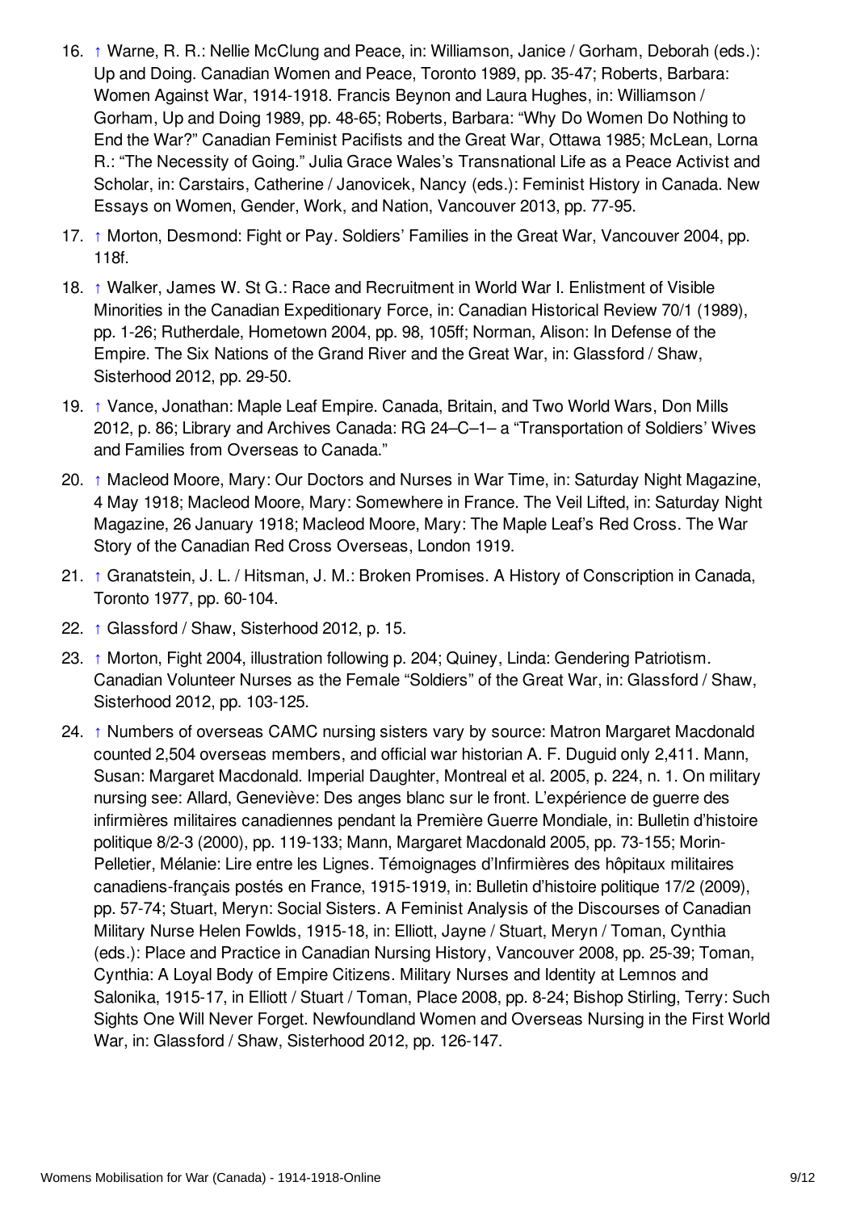16. ↑ Warne, R. R.: Nellie McClung and Peace, in: Williamson, Janice / Gorham, Deborah (eds.): Up and Doing. Canadian Women and Peace, Toronto 1989, pp. 35-47; Roberts, Barbara: Women Against War, 1914-1918. Francis Beynon and Laura Hughes, in: Williamson / Gorham, Up and Doing 1989, pp. 48-65; Roberts, Barbara: "Why Do Women Do Nothing to End the War?" Canadian Feminist Pacifists and the Great War, Ottawa 1985; McLean, Lorna R.: "The Necessity of Going." Julia Grace Wales's Transnational Life as a Peace Activist and Scholar, in: Carstairs, Catherine / Janovicek, Nancy (eds.): Feminist History in Canada. New Essays on Women, Gender, Work, and Nation, Vancouver 2013, pp. 77-95.
17. ↑ Morton, Desmond: Fight or Pay. Soldiers' Families in the Great War, Vancouver 2004, pp. 118f.
18. ↑ Walker, James W. St G.: Race and Recruitment in World War I. Enlistment of Visible Minorities in the Canadian Expeditionary Force, in: Canadian Historical Review 70/1 (1989), pp. 1-26; Rutherdale, Hometown 2004, pp. 98, 105ff; Norman, Alison: In Defense of the Empire. The Six Nations of the Grand River and the Great War, in: Glassford / Shaw, Sisterhood 2012, pp. 29-50.
19. ↑ Vance, Jonathan: Maple Leaf Empire. Canada, Britain, and Two World Wars, Don Mills 2012, p. 86; Library and Archives Canada: RG 24–C–1– a "Transportation of Soldiers' Wives and Families from Overseas to Canada."
20. ↑ Macleod Moore, Mary: Our Doctors and Nurses in War Time, in: Saturday Night Magazine, 4 May 1918; Macleod Moore, Mary: Somewhere in France. The Veil Lifted, in: Saturday Night Magazine, 26 January 1918; Macleod Moore, Mary: The Maple Leaf's Red Cross. The War Story of the Canadian Red Cross Overseas, London 1919.
21. ↑ Granatstein, J. L. / Hitsman, J. M.: Broken Promises. A History of Conscription in Canada, Toronto 1977, pp. 60-104.
22. ↑ Glassford / Shaw, Sisterhood 2012, p. 15.
23. ↑ Morton, Fight 2004, illustration following p. 204; Quiney, Linda: Gendering Patriotism. Canadian Volunteer Nurses as the Female "Soldiers" of the Great War, in: Glassford / Shaw, Sisterhood 2012, pp. 103-125.
24. ↑ Numbers of overseas CAMC nursing sisters vary by source: Matron Margaret Macdonald counted 2,504 overseas members, and official war historian A. F. Duguid only 2,411. Mann, Susan: Margaret Macdonald. Imperial Daughter, Montreal et al. 2005, p. 224, n. 1. On military nursing see: Allard, Geneviève: Des anges blanc sur le front. L'expérience de guerre des infirmières militaires canadiennes pendant la Première Guerre Mondiale, in: Bulletin d'histoire politique 8/2-3 (2000), pp. 119-133; Mann, Margaret Macdonald 2005, pp. 73-155; Morin-Pelletier, Mélanie: Lire entre les Lignes. Témoignages d'Infirmières des hôpitaux militaires canadiens-français postés en France, 1915-1919, in: Bulletin d'histoire politique 17/2 (2009), pp. 57-74; Stuart, Meryn: Social Sisters. A Feminist Analysis of the Discourses of Canadian Military Nurse Helen Fowlds, 1915-18, in: Elliott, Jayne / Stuart, Meryn / Toman, Cynthia (eds.): Place and Practice in Canadian Nursing History, Vancouver 2008, pp. 25-39; Toman, Cynthia: A Loyal Body of Empire Citizens. Military Nurses and Identity at Lemnos and Salonika, 1915-17, in Elliott / Stuart / Toman, Place 2008, pp. 8-24; Bishop Stirling, Terry: Such Sights One Will Never Forget. Newfoundland Women and Overseas Nursing in the First World War, in: Glassford / Shaw, Sisterhood 2012, pp. 126-147.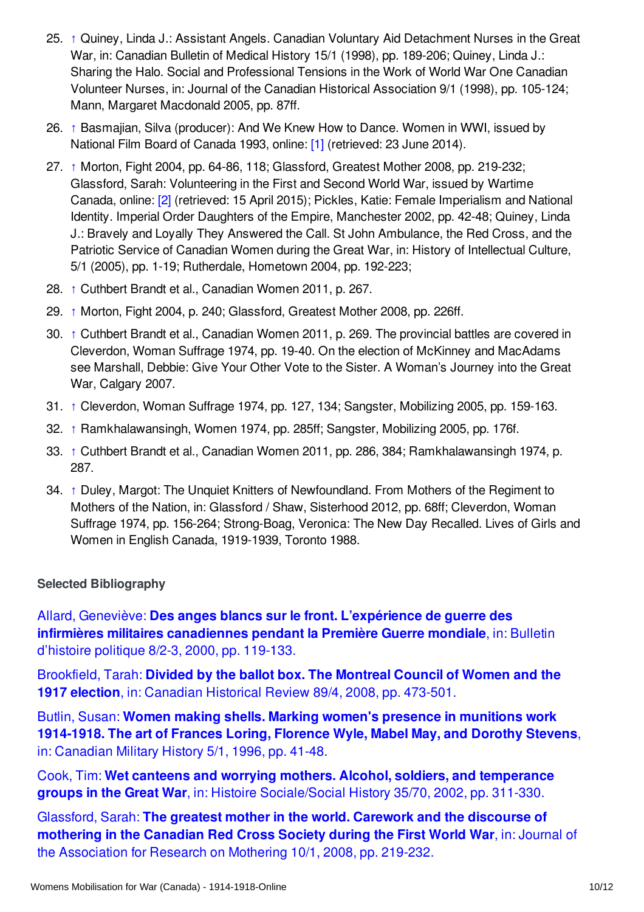25. ↑ Quiney, Linda J.: Assistant Angels. Canadian Voluntary Aid Detachment Nurses in the Great War, in: Canadian Bulletin of Medical History 15/1 (1998), pp. 189-206; Quiney, Linda J.: Sharing the Halo. Social and Professional Tensions in the Work of World War One Canadian Volunteer Nurses, in: Journal of the Canadian Historical Association 9/1 (1998), pp. 105-124; Mann, Margaret Macdonald 2005, pp. 87ff.
26. ↑ Basmajian, Silva (producer): And We Knew How to Dance. Women in WWI, issued by National Film Board of Canada 1993, online: [1] (retrieved: 23 June 2014).
27. ↑ Morton, Fight 2004, pp. 64-86, 118; Glassford, Greatest Mother 2008, pp. 219-232; Glassford, Sarah: Volunteering in the First and Second World War, issued by Wartime Canada, online: [2] (retrieved: 15 April 2015); Pickles, Katie: Female Imperialism and National Identity. Imperial Order Daughters of the Empire, Manchester 2002, pp. 42-48; Quiney, Linda J.: Bravely and Loyally They Answered the Call. St John Ambulance, the Red Cross, and the Patriotic Service of Canadian Women during the Great War, in: History of Intellectual Culture, 5/1 (2005), pp. 1-19; Rutherdale, Hometown 2004, pp. 192-223;
28. ↑ Cuthbert Brandt et al., Canadian Women 2011, p. 267.
29. ↑ Morton, Fight 2004, p. 240; Glassford, Greatest Mother 2008, pp. 226ff.
30. ↑ Cuthbert Brandt et al., Canadian Women 2011, p. 269. The provincial battles are covered in Cleverdon, Woman Suffrage 1974, pp. 19-40. On the election of McKinney and MacAdams see Marshall, Debbie: Give Your Other Vote to the Sister. A Woman's Journey into the Great War, Calgary 2007.
31. ↑ Cleverdon, Woman Suffrage 1974, pp. 127, 134; Sangster, Mobilizing 2005, pp. 159-163.
32. ↑ Ramkhalawansingh, Women 1974, pp. 285ff; Sangster, Mobilizing 2005, pp. 176f.
33. ↑ Cuthbert Brandt et al., Canadian Women 2011, pp. 286, 384; Ramkhalawansingh 1974, p. 287.
34. ↑ Duley, Margot: The Unquiet Knitters of Newfoundland. From Mothers of the Regiment to Mothers of the Nation, in: Glassford / Shaw, Sisterhood 2012, pp. 68ff; Cleverdon, Woman Suffrage 1974, pp. 156-264; Strong-Boag, Veronica: The New Day Recalled. Lives of Girls and Women in English Canada, 1919-1939, Toronto 1988.

### Selected Bibliography

Allard, Geneviève: **Des anges blancs sur le front. L'expérience de guerre des infirmières militaires canadiennes pendant la Première Guerre mondiale**, in: Bulletin d'histoire politique 8/2-3, 2000, pp. 119-133.

Brookfield, Tarah: **Divided by the ballot box. The Montreal Council of Women and the 1917 election**, in: Canadian Historical Review 89/4, 2008, pp. 473-501.

Butlin, Susan: **Women making shells. Marking women's presence in munitions work 1914-1918. The art of Frances Loring, Florence Wyle, Mabel May, and Dorothy Stevens**, in: Canadian Military History 5/1, 1996, pp. 41-48.

Cook, Tim: **Wet canteens and worrying mothers. Alcohol, soldiers, and temperance groups in the Great War**, in: Histoire Sociale/Social History 35/70, 2002, pp. 311-330.

Glassford, Sarah: **The greatest mother in the world. Carework and the discourse of mothering in the Canadian Red Cross Society during the First World War**, in: Journal of the Association for Research on Mothering 10/1, 2008, pp. 219-232.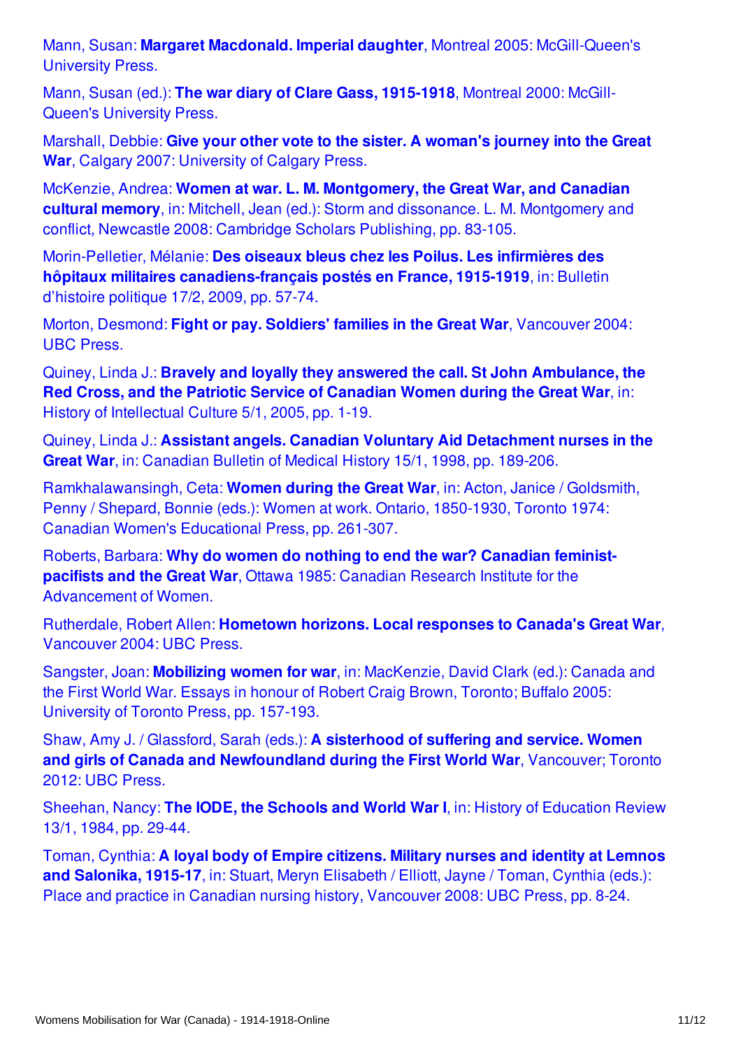Mann, Susan: **Margaret Macdonald. Imperial daughter**, Montreal 2005: McGill-Queen's University Press.

Mann, Susan (ed.): **The war diary of Clare Gass, 1915-1918**, Montreal 2000: McGill-Queen's University Press.

Marshall, Debbie: **Give your other vote to the sister. A woman's journey into the Great War**, Calgary 2007: University of Calgary Press.

McKenzie, Andrea: **Women at war. L. M. Montgomery, the Great War, and Canadian cultural memory**, in: Mitchell, Jean (ed.): Storm and dissonance. L. M. Montgomery and conflict, Newcastle 2008: Cambridge Scholars Publishing, pp. 83-105.

Morin-Pelletier, Mélanie: **Des oiseaux bleus chez les Poilus. Les infirmières des hôpitaux militaires canadiens-français postés en France, 1915-1919**, in: Bulletin d'histoire politique 17/2, 2009, pp. 57-74.

Morton, Desmond: **Fight or pay. Soldiers' families in the Great War**, Vancouver 2004: UBC Press.

Quiney, Linda J.: **Bravely and loyally they answered the call. St John Ambulance, the Red Cross, and the Patriotic Service of Canadian Women during the Great War**, in: History of Intellectual Culture 5/1, 2005, pp. 1-19.

Quiney, Linda J.: **Assistant angels. Canadian Voluntary Aid Detachment nurses in the Great War**, in: Canadian Bulletin of Medical History 15/1, 1998, pp. 189-206.

Ramkhalawansingh, Ceta: **Women during the Great War**, in: Acton, Janice / Goldsmith, Penny / Shepard, Bonnie (eds.): Women at work. Ontario, 1850-1930, Toronto 1974: Canadian Women's Educational Press, pp. 261-307.

Roberts, Barbara: **Why do women do nothing to end the war? Canadian feminist-pacifists and the Great War**, Ottawa 1985: Canadian Research Institute for the Advancement of Women.

Rutherdale, Robert Allen: **Hometown horizons. Local responses to Canada's Great War**, Vancouver 2004: UBC Press.

Sangster, Joan: **Mobilizing women for war**, in: MacKenzie, David Clark (ed.): Canada and the First World War. Essays in honour of Robert Craig Brown, Toronto; Buffalo 2005: University of Toronto Press, pp. 157-193.

Shaw, Amy J. / Glassford, Sarah (eds.): **A sisterhood of suffering and service. Women and girls of Canada and Newfoundland during the First World War**, Vancouver; Toronto 2012: UBC Press.

Sheehan, Nancy: **The IODE, the Schools and World War I**, in: History of Education Review 13/1, 1984, pp. 29-44.

Toman, Cynthia: **A loyal body of Empire citizens. Military nurses and identity at Lemnos and Salonika, 1915-17**, in: Stuart, Meryn Elisabeth / Elliott, Jayne / Toman, Cynthia (eds.): Place and practice in Canadian nursing history, Vancouver 2008: UBC Press, pp. 8-24.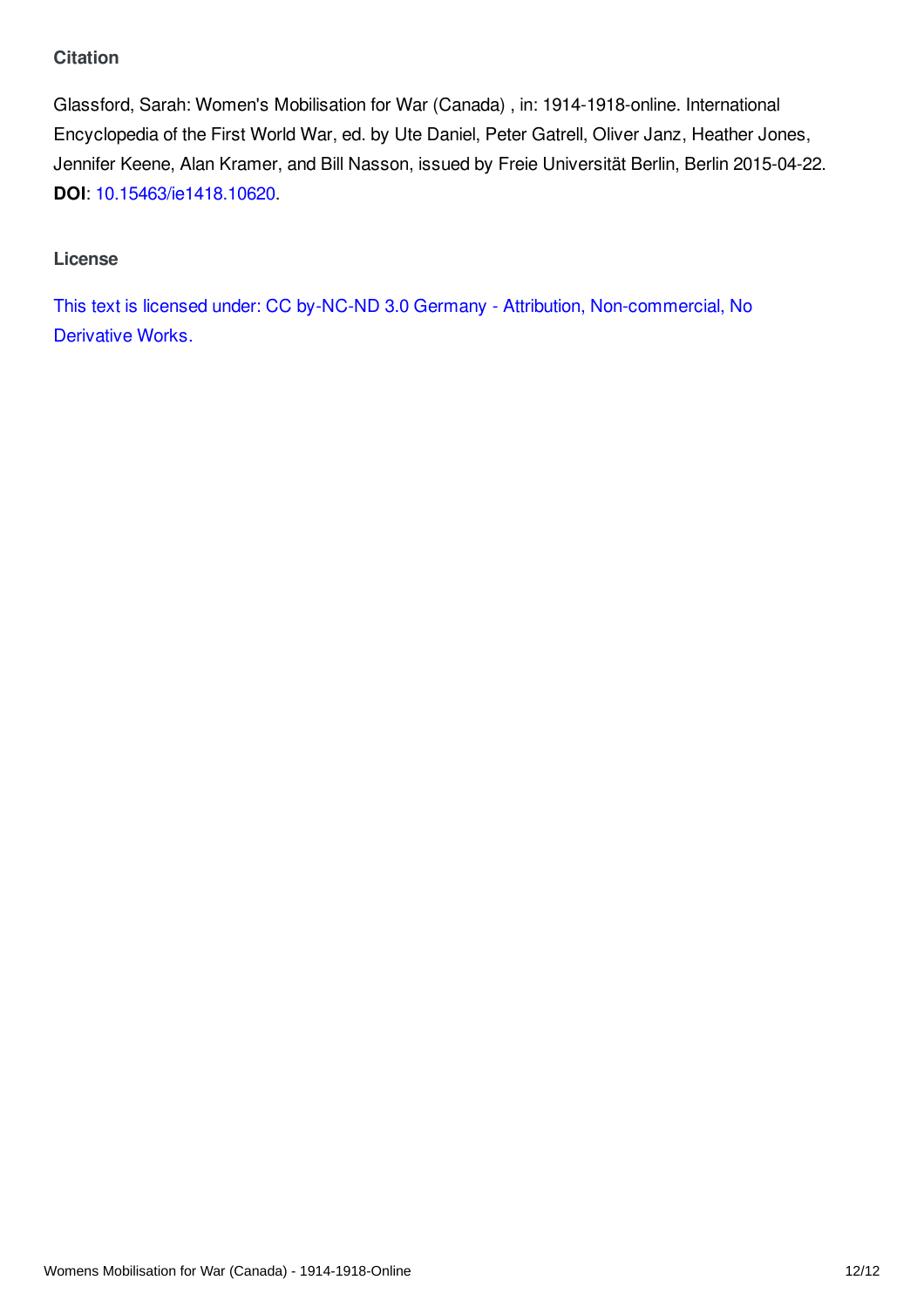### Citation

Glassford, Sarah: Women's Mobilisation for War (Canada) , in: 1914-1918-online. International Encyclopedia of the First World War, ed. by Ute Daniel, Peter Gatrell, Oliver Janz, Heather Jones, Jennifer Keene, Alan Kramer, and Bill Nasson, issued by Freie Universität Berlin, Berlin 2015-04-22. **DOI**: 10.15463/ie1418.10620.

### License

This text is licensed under: CC by-NC-ND 3.0 Germany - Attribution, Non-commercial, No Derivative Works.